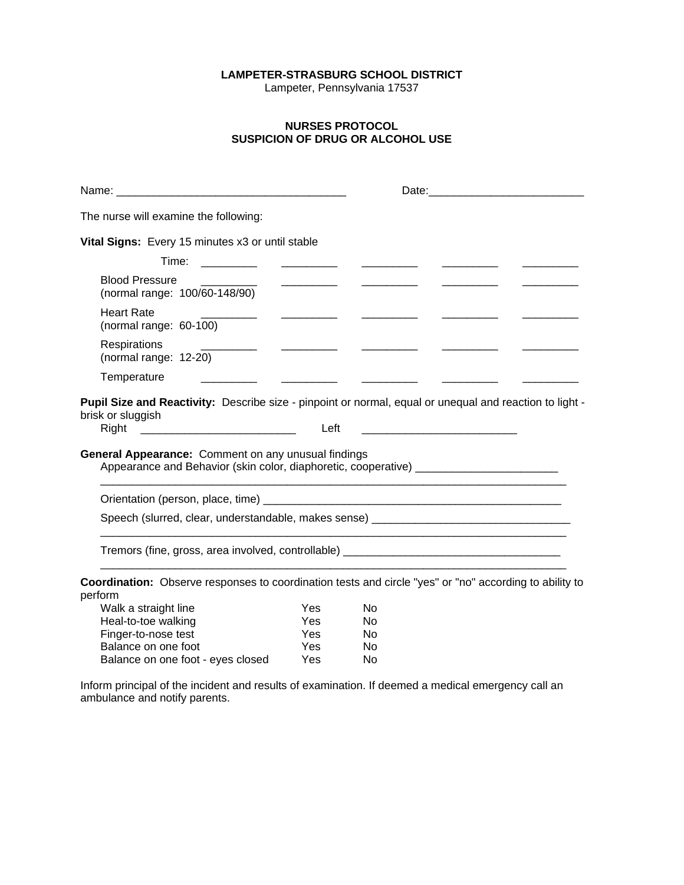**LAMPETER-STRASBURG SCHOOL DISTRICT**
Lampeter, Pennsylvania 17537

## NURSES PROTOCOL
## SUSPICION OF DRUG OR ALCOHOL USE

Name: ____________________________________ Date:________________________

The nurse will examine the following:

**Vital Signs:** Every 15 minutes x3 or until stable

| | | | | | |
|---|---|---|---|---|---|
| Time: | _________ | _________ | _________ | _________ | _________ |
| Blood Pressure (normal range: 100/60-148/90) | _________ | _________ | _________ | _________ | _________ |
| Heart Rate (normal range: 60-100) | _________ | _________ | _________ | _________ | _________ |
| Respirations (normal range: 12-20) | _________ | _________ | _________ | _________ | _________ |
| Temperature | _________ | _________ | _________ | _________ | _________ |

**Pupil Size and Reactivity:** Describe size - pinpoint or normal, equal or unequal and reaction to light - brisk or sluggish

Right ________________________ Left ________________________

**General Appearance:** Comment on any unusual findings

Appearance and Behavior (skin color, diaphoretic, cooperative) ______________________
__________________________________________________________________________

Orientation (person, place, time) _______________________________________________

Speech (slurred, clear, understandable, makes sense) ______________________________
__________________________________________________________________________

Tremors (fine, gross, area involved, controllable) __________________________________
__________________________________________________________________________

**Coordination:** Observe responses to coordination tests and circle "yes" or "no" according to ability to perform

| | | |
|---|---|---|
| Walk a straight line | Yes | No |
| Heal-to-toe walking | Yes | No |
| Finger-to-nose test | Yes | No |
| Balance on one foot | Yes | No |
| Balance on one foot - eyes closed | Yes | No |

Inform principal of the incident and results of examination. If deemed a medical emergency call an ambulance and notify parents.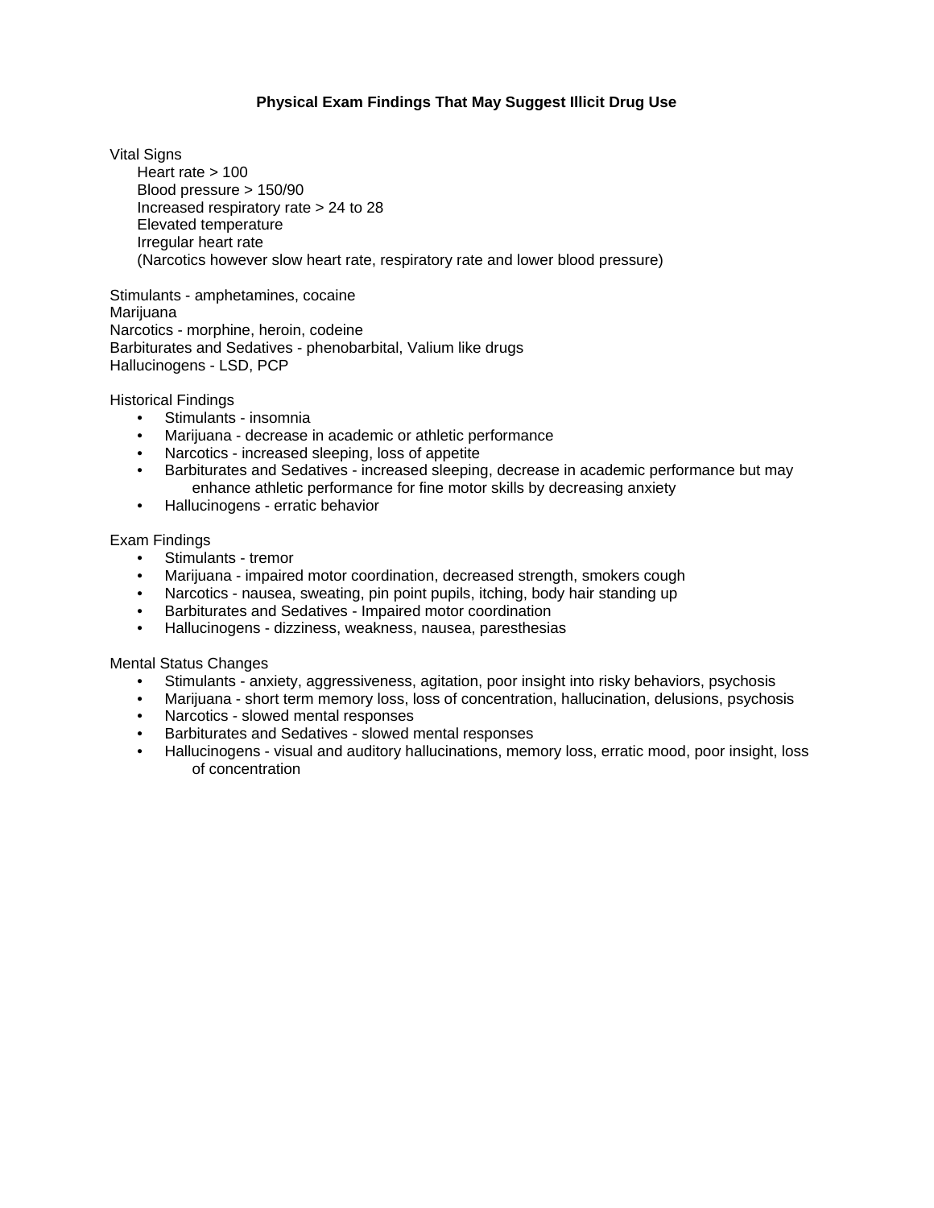**Physical Exam Findings That May Suggest Illicit Drug Use**

Vital Signs

- Heart rate > 100
- Blood pressure > 150/90
- Increased respiratory rate > 24 to 28
- Elevated temperature
- Irregular heart rate
- (Narcotics however slow heart rate, respiratory rate and lower blood pressure)

Stimulants - amphetamines, cocaine
Marijuana
Narcotics - morphine, heroin, codeine
Barbiturates and Sedatives - phenobarbital, Valium like drugs
Hallucinogens - LSD, PCP

Historical Findings

- Stimulants - insomnia
- Marijuana - decrease in academic or athletic performance
- Narcotics - increased sleeping, loss of appetite
- Barbiturates and Sedatives - increased sleeping, decrease in academic performance but may enhance athletic performance for fine motor skills by decreasing anxiety
- Hallucinogens - erratic behavior

Exam Findings

- Stimulants - tremor
- Marijuana - impaired motor coordination, decreased strength, smokers cough
- Narcotics - nausea, sweating, pin point pupils, itching, body hair standing up
- Barbiturates and Sedatives - Impaired motor coordination
- Hallucinogens - dizziness, weakness, nausea, paresthesias

Mental Status Changes

- Stimulants - anxiety, aggressiveness, agitation, poor insight into risky behaviors, psychosis
- Marijuana - short term memory loss, loss of concentration, hallucination, delusions, psychosis
- Narcotics - slowed mental responses
- Barbiturates and Sedatives - slowed mental responses
- Hallucinogens - visual and auditory hallucinations, memory loss, erratic mood, poor insight, loss of concentration